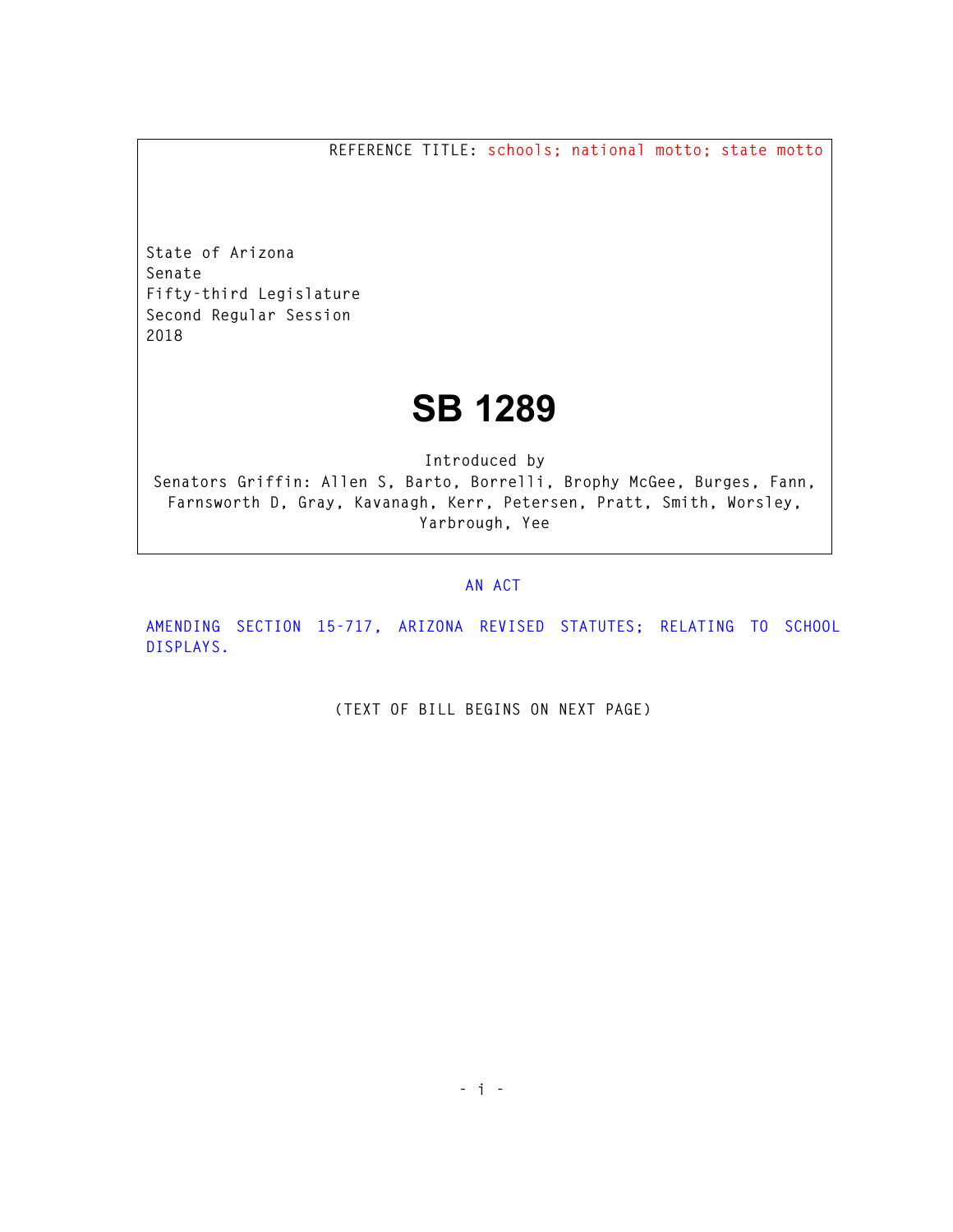REFERENCE TITLE: schools; national motto; state motto

State of Arizona
Senate
Fifty-third Legislature
Second Regular Session
2018

# SB 1289

Introduced by
Senators Griffin: Allen S, Barto, Borrelli, Brophy McGee, Burges, Fann, Farnsworth D, Gray, Kavanagh, Kerr, Petersen, Pratt, Smith, Worsley, Yarbrough, Yee

AN ACT

AMENDING SECTION 15-717, ARIZONA REVISED STATUTES; RELATING TO SCHOOL DISPLAYS.

(TEXT OF BILL BEGINS ON NEXT PAGE)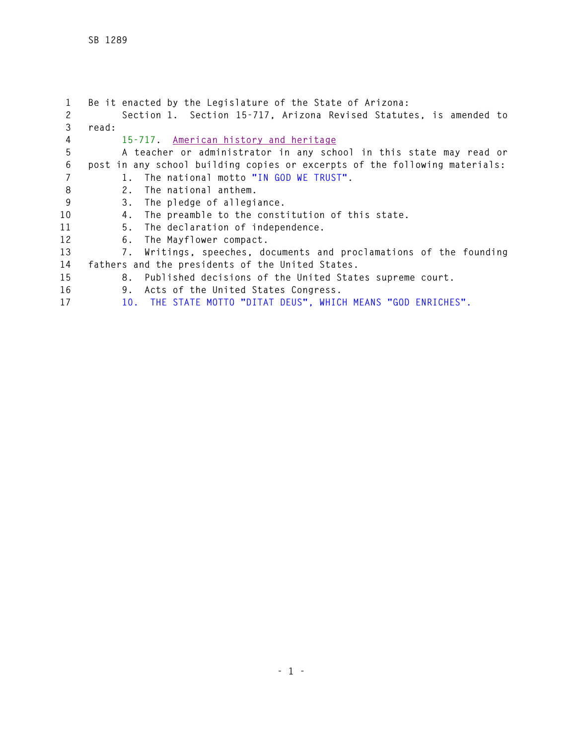Be it enacted by the Legislature of the State of Arizona:

Section 1. Section 15-717, Arizona Revised Statutes, is amended to read:

15-717. American history and heritage

A teacher or administrator in any school in this state may read or post in any school building copies or excerpts of the following materials:

1. The national motto "IN GOD WE TRUST".
2. The national anthem.
3. The pledge of allegiance.
4. The preamble to the constitution of this state.
5. The declaration of independence.
6. The Mayflower compact.
7. Writings, speeches, documents and proclamations of the founding fathers and the presidents of the United States.
8. Published decisions of the United States supreme court.
9. Acts of the United States Congress.
10. THE STATE MOTTO "DITAT DEUS", WHICH MEANS "GOD ENRICHES".